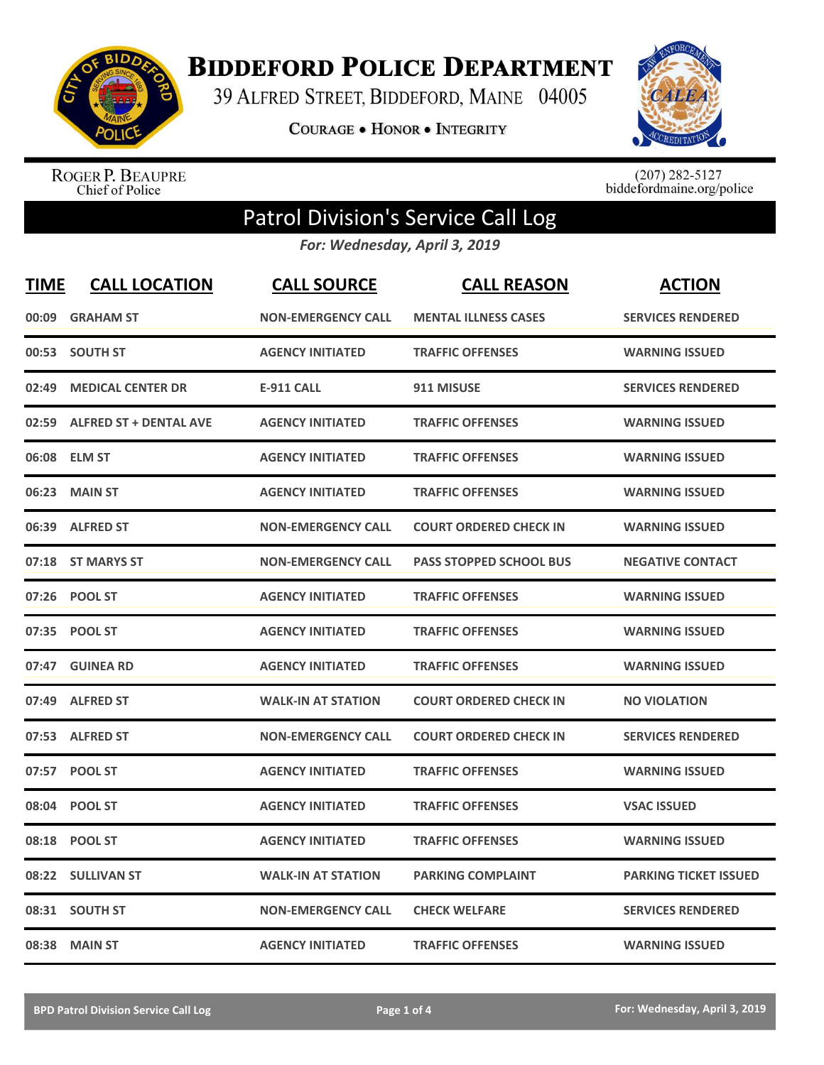# Biddeford Police Department

39 Alfred Street, Biddeford, Maine 04005

**Courage • Honor • Integrity**

Roger P. Beaupre
Chief of Police

(207) 282-5127
biddefordmaine.org/police

## Patrol Division's Service Call Log

*For: Wednesday, April 3, 2019*

| TIME | CALL LOCATION | CALL SOURCE | CALL REASON | ACTION |
|---|---|---|---|---|
| 00:09 | GRAHAM ST | NON-EMERGENCY CALL | MENTAL ILLNESS CASES | SERVICES RENDERED |
| 00:53 | SOUTH ST | AGENCY INITIATED | TRAFFIC OFFENSES | WARNING ISSUED |
| 02:49 | MEDICAL CENTER DR | E-911 CALL | 911 MISUSE | SERVICES RENDERED |
| 02:59 | ALFRED ST + DENTAL AVE | AGENCY INITIATED | TRAFFIC OFFENSES | WARNING ISSUED |
| 06:08 | ELM ST | AGENCY INITIATED | TRAFFIC OFFENSES | WARNING ISSUED |
| 06:23 | MAIN ST | AGENCY INITIATED | TRAFFIC OFFENSES | WARNING ISSUED |
| 06:39 | ALFRED ST | NON-EMERGENCY CALL | COURT ORDERED CHECK IN | WARNING ISSUED |
| 07:18 | ST MARYS ST | NON-EMERGENCY CALL | PASS STOPPED SCHOOL BUS | NEGATIVE CONTACT |
| 07:26 | POOL ST | AGENCY INITIATED | TRAFFIC OFFENSES | WARNING ISSUED |
| 07:35 | POOL ST | AGENCY INITIATED | TRAFFIC OFFENSES | WARNING ISSUED |
| 07:47 | GUINEA RD | AGENCY INITIATED | TRAFFIC OFFENSES | WARNING ISSUED |
| 07:49 | ALFRED ST | WALK-IN AT STATION | COURT ORDERED CHECK IN | NO VIOLATION |
| 07:53 | ALFRED ST | NON-EMERGENCY CALL | COURT ORDERED CHECK IN | SERVICES RENDERED |
| 07:57 | POOL ST | AGENCY INITIATED | TRAFFIC OFFENSES | WARNING ISSUED |
| 08:04 | POOL ST | AGENCY INITIATED | TRAFFIC OFFENSES | VSAC ISSUED |
| 08:18 | POOL ST | AGENCY INITIATED | TRAFFIC OFFENSES | WARNING ISSUED |
| 08:22 | SULLIVAN ST | WALK-IN AT STATION | PARKING COMPLAINT | PARKING TICKET ISSUED |
| 08:31 | SOUTH ST | NON-EMERGENCY CALL | CHECK WELFARE | SERVICES RENDERED |
| 08:38 | MAIN ST | AGENCY INITIATED | TRAFFIC OFFENSES | WARNING ISSUED |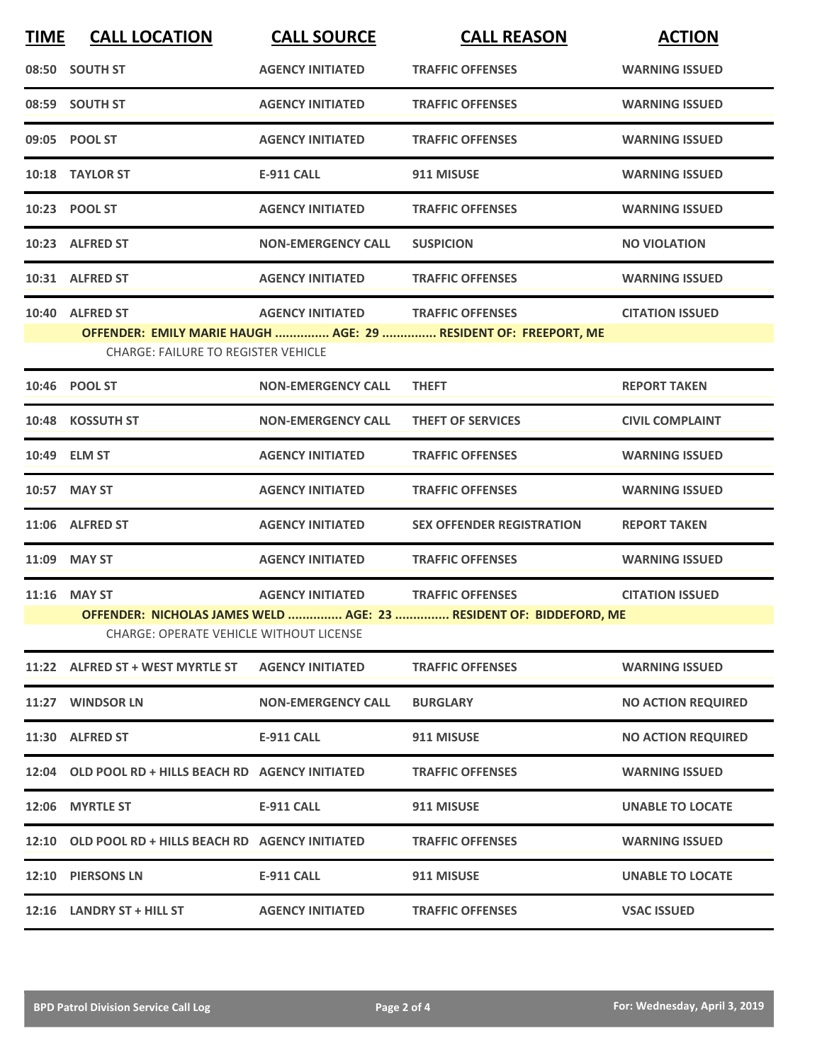| TIME | CALL LOCATION | CALL SOURCE | CALL REASON | ACTION |
|---|---|---|---|---|
| 08:50 | SOUTH ST | AGENCY INITIATED | TRAFFIC OFFENSES | WARNING ISSUED |
| 08:59 | SOUTH ST | AGENCY INITIATED | TRAFFIC OFFENSES | WARNING ISSUED |
| 09:05 | POOL ST | AGENCY INITIATED | TRAFFIC OFFENSES | WARNING ISSUED |
| 10:18 | TAYLOR ST | E-911 CALL | 911 MISUSE | WARNING ISSUED |
| 10:23 | POOL ST | AGENCY INITIATED | TRAFFIC OFFENSES | WARNING ISSUED |
| 10:23 | ALFRED ST | NON-EMERGENCY CALL | SUSPICION | NO VIOLATION |
| 10:31 | ALFRED ST | AGENCY INITIATED | TRAFFIC OFFENSES | WARNING ISSUED |
| 10:40 | ALFRED ST | AGENCY INITIATED | TRAFFIC OFFENSES | CITATION ISSUED |
| | OFFENDER: EMILY MARIE HAUGH ............... AGE: 29 ............... RESIDENT OF: FREEPORT, ME | | | |
| | CHARGE: FAILURE TO REGISTER VEHICLE | | | |
| 10:46 | POOL ST | NON-EMERGENCY CALL | THEFT | REPORT TAKEN |
| 10:48 | KOSSUTH ST | NON-EMERGENCY CALL | THEFT OF SERVICES | CIVIL COMPLAINT |
| 10:49 | ELM ST | AGENCY INITIATED | TRAFFIC OFFENSES | WARNING ISSUED |
| 10:57 | MAY ST | AGENCY INITIATED | TRAFFIC OFFENSES | WARNING ISSUED |
| 11:06 | ALFRED ST | AGENCY INITIATED | SEX OFFENDER REGISTRATION | REPORT TAKEN |
| 11:09 | MAY ST | AGENCY INITIATED | TRAFFIC OFFENSES | WARNING ISSUED |
| 11:16 | MAY ST | AGENCY INITIATED | TRAFFIC OFFENSES | CITATION ISSUED |
| | OFFENDER: NICHOLAS JAMES WELD ............... AGE: 23 ............... RESIDENT OF: BIDDEFORD, ME | | | |
| | CHARGE: OPERATE VEHICLE WITHOUT LICENSE | | | |
| 11:22 | ALFRED ST + WEST MYRTLE ST | AGENCY INITIATED | TRAFFIC OFFENSES | WARNING ISSUED |
| 11:27 | WINDSOR LN | NON-EMERGENCY CALL | BURGLARY | NO ACTION REQUIRED |
| 11:30 | ALFRED ST | E-911 CALL | 911 MISUSE | NO ACTION REQUIRED |
| 12:04 | OLD POOL RD + HILLS BEACH RD | AGENCY INITIATED | TRAFFIC OFFENSES | WARNING ISSUED |
| 12:06 | MYRTLE ST | E-911 CALL | 911 MISUSE | UNABLE TO LOCATE |
| 12:10 | OLD POOL RD + HILLS BEACH RD | AGENCY INITIATED | TRAFFIC OFFENSES | WARNING ISSUED |
| 12:10 | PIERSONS LN | E-911 CALL | 911 MISUSE | UNABLE TO LOCATE |
| 12:16 | LANDRY ST + HILL ST | AGENCY INITIATED | TRAFFIC OFFENSES | VSAC ISSUED |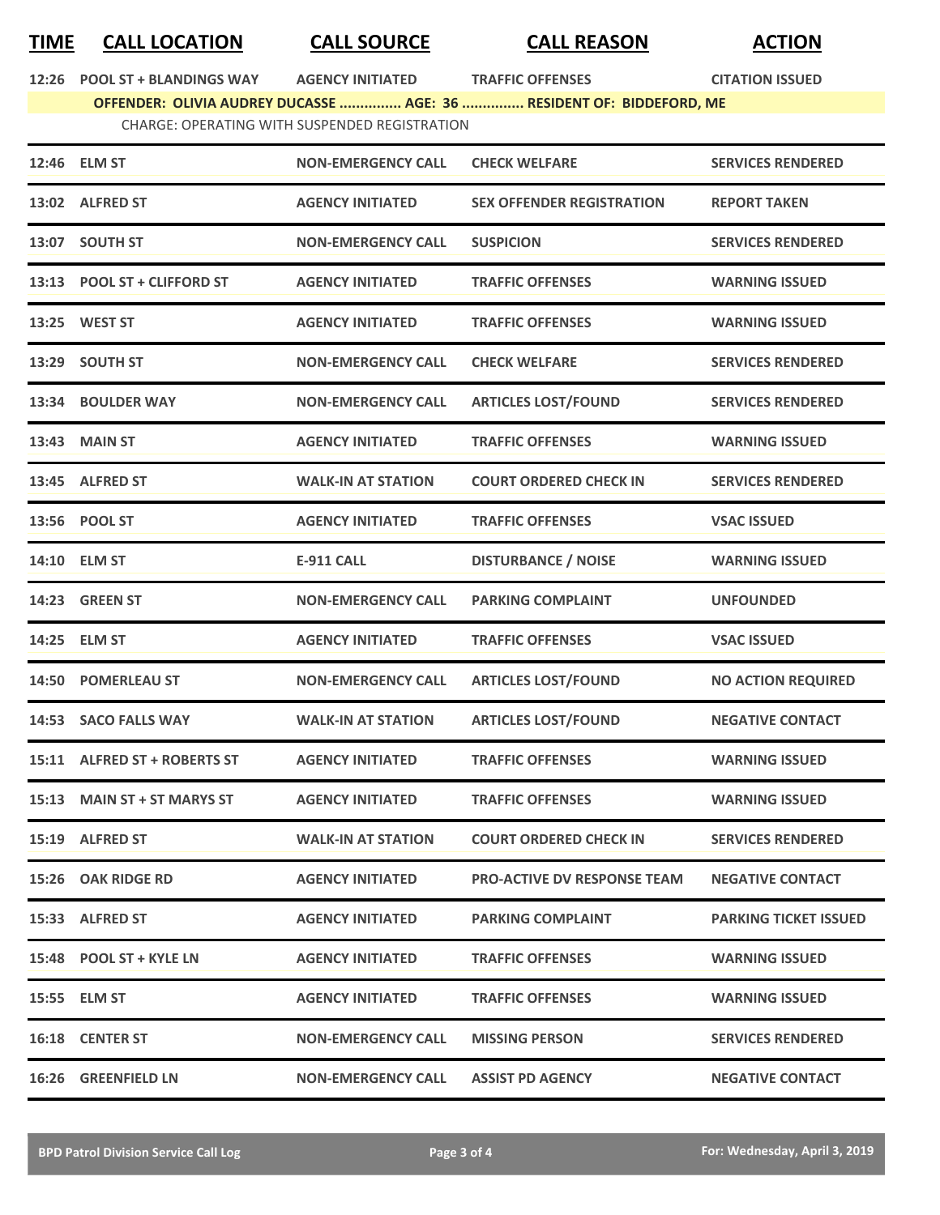| TIME | CALL LOCATION | CALL SOURCE | CALL REASON | ACTION |
|---|---|---|---|---|
| 12:26 | POOL ST + BLANDINGS WAY | AGENCY INITIATED | TRAFFIC OFFENSES | CITATION ISSUED |
| OFFENDER: OLIVIA AUDREY DUCASSE ............... AGE: 36 ............... RESIDENT OF: BIDDEFORD, ME | | | | |
| CHARGE: OPERATING WITH SUSPENDED REGISTRATION | | | | |
| 12:46 | ELM ST | NON-EMERGENCY CALL | CHECK WELFARE | SERVICES RENDERED |
| 13:02 | ALFRED ST | AGENCY INITIATED | SEX OFFENDER REGISTRATION | REPORT TAKEN |
| 13:07 | SOUTH ST | NON-EMERGENCY CALL | SUSPICION | SERVICES RENDERED |
| 13:13 | POOL ST + CLIFFORD ST | AGENCY INITIATED | TRAFFIC OFFENSES | WARNING ISSUED |
| 13:25 | WEST ST | AGENCY INITIATED | TRAFFIC OFFENSES | WARNING ISSUED |
| 13:29 | SOUTH ST | NON-EMERGENCY CALL | CHECK WELFARE | SERVICES RENDERED |
| 13:34 | BOULDER WAY | NON-EMERGENCY CALL | ARTICLES LOST/FOUND | SERVICES RENDERED |
| 13:43 | MAIN ST | AGENCY INITIATED | TRAFFIC OFFENSES | WARNING ISSUED |
| 13:45 | ALFRED ST | WALK-IN AT STATION | COURT ORDERED CHECK IN | SERVICES RENDERED |
| 13:56 | POOL ST | AGENCY INITIATED | TRAFFIC OFFENSES | VSAC ISSUED |
| 14:10 | ELM ST | E-911 CALL | DISTURBANCE / NOISE | WARNING ISSUED |
| 14:23 | GREEN ST | NON-EMERGENCY CALL | PARKING COMPLAINT | UNFOUNDED |
| 14:25 | ELM ST | AGENCY INITIATED | TRAFFIC OFFENSES | VSAC ISSUED |
| 14:50 | POMERLEAU ST | NON-EMERGENCY CALL | ARTICLES LOST/FOUND | NO ACTION REQUIRED |
| 14:53 | SACO FALLS WAY | WALK-IN AT STATION | ARTICLES LOST/FOUND | NEGATIVE CONTACT |
| 15:11 | ALFRED ST + ROBERTS ST | AGENCY INITIATED | TRAFFIC OFFENSES | WARNING ISSUED |
| 15:13 | MAIN ST + ST MARYS ST | AGENCY INITIATED | TRAFFIC OFFENSES | WARNING ISSUED |
| 15:19 | ALFRED ST | WALK-IN AT STATION | COURT ORDERED CHECK IN | SERVICES RENDERED |
| 15:26 | OAK RIDGE RD | AGENCY INITIATED | PRO-ACTIVE DV RESPONSE TEAM | NEGATIVE CONTACT |
| 15:33 | ALFRED ST | AGENCY INITIATED | PARKING COMPLAINT | PARKING TICKET ISSUED |
| 15:48 | POOL ST + KYLE LN | AGENCY INITIATED | TRAFFIC OFFENSES | WARNING ISSUED |
| 15:55 | ELM ST | AGENCY INITIATED | TRAFFIC OFFENSES | WARNING ISSUED |
| 16:18 | CENTER ST | NON-EMERGENCY CALL | MISSING PERSON | SERVICES RENDERED |
| 16:26 | GREENFIELD LN | NON-EMERGENCY CALL | ASSIST PD AGENCY | NEGATIVE CONTACT |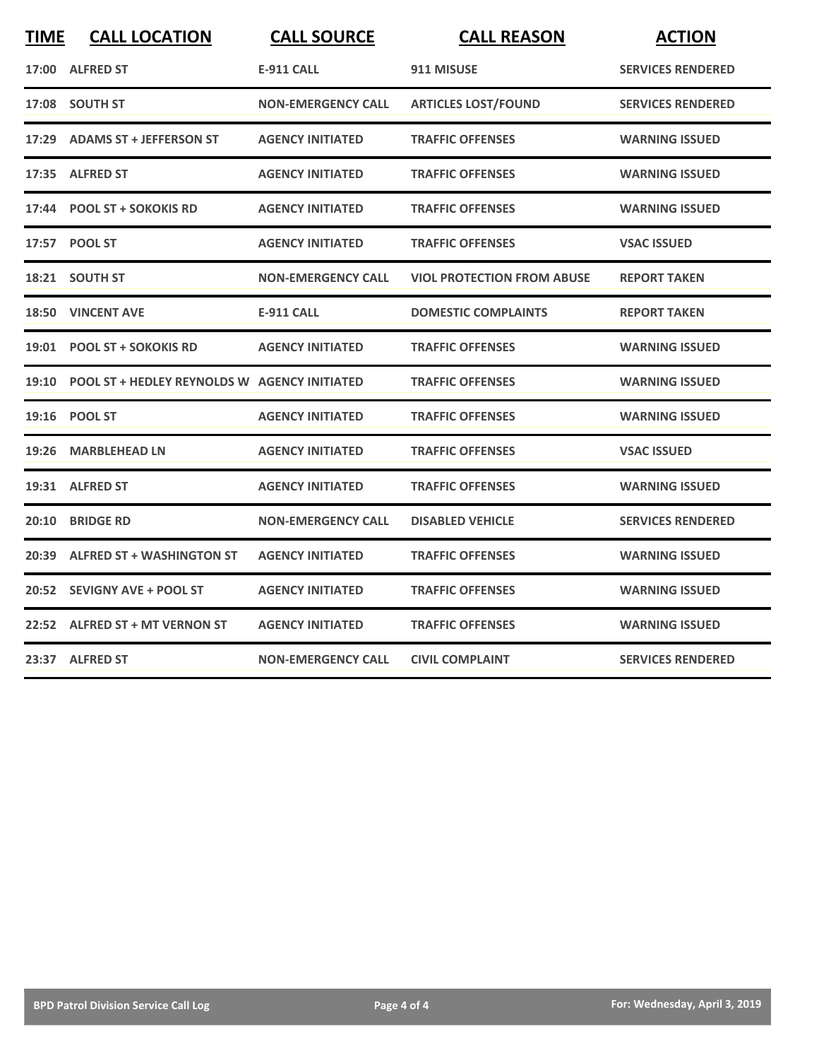| TIME | CALL LOCATION | CALL SOURCE | CALL REASON | ACTION |
|---|---|---|---|---|
| 17:00 | ALFRED ST | E-911 CALL | 911 MISUSE | SERVICES RENDERED |
| 17:08 | SOUTH ST | NON-EMERGENCY CALL | ARTICLES LOST/FOUND | SERVICES RENDERED |
| 17:29 | ADAMS ST + JEFFERSON ST | AGENCY INITIATED | TRAFFIC OFFENSES | WARNING ISSUED |
| 17:35 | ALFRED ST | AGENCY INITIATED | TRAFFIC OFFENSES | WARNING ISSUED |
| 17:44 | POOL ST + SOKOKIS RD | AGENCY INITIATED | TRAFFIC OFFENSES | WARNING ISSUED |
| 17:57 | POOL ST | AGENCY INITIATED | TRAFFIC OFFENSES | VSAC ISSUED |
| 18:21 | SOUTH ST | NON-EMERGENCY CALL | VIOL PROTECTION FROM ABUSE | REPORT TAKEN |
| 18:50 | VINCENT AVE | E-911 CALL | DOMESTIC COMPLAINTS | REPORT TAKEN |
| 19:01 | POOL ST + SOKOKIS RD | AGENCY INITIATED | TRAFFIC OFFENSES | WARNING ISSUED |
| 19:10 | POOL ST + HEDLEY REYNOLDS W | AGENCY INITIATED | TRAFFIC OFFENSES | WARNING ISSUED |
| 19:16 | POOL ST | AGENCY INITIATED | TRAFFIC OFFENSES | WARNING ISSUED |
| 19:26 | MARBLEHEAD LN | AGENCY INITIATED | TRAFFIC OFFENSES | VSAC ISSUED |
| 19:31 | ALFRED ST | AGENCY INITIATED | TRAFFIC OFFENSES | WARNING ISSUED |
| 20:10 | BRIDGE RD | NON-EMERGENCY CALL | DISABLED VEHICLE | SERVICES RENDERED |
| 20:39 | ALFRED ST + WASHINGTON ST | AGENCY INITIATED | TRAFFIC OFFENSES | WARNING ISSUED |
| 20:52 | SEVIGNY AVE + POOL ST | AGENCY INITIATED | TRAFFIC OFFENSES | WARNING ISSUED |
| 22:52 | ALFRED ST + MT VERNON ST | AGENCY INITIATED | TRAFFIC OFFENSES | WARNING ISSUED |
| 23:37 | ALFRED ST | NON-EMERGENCY CALL | CIVIL COMPLAINT | SERVICES RENDERED |